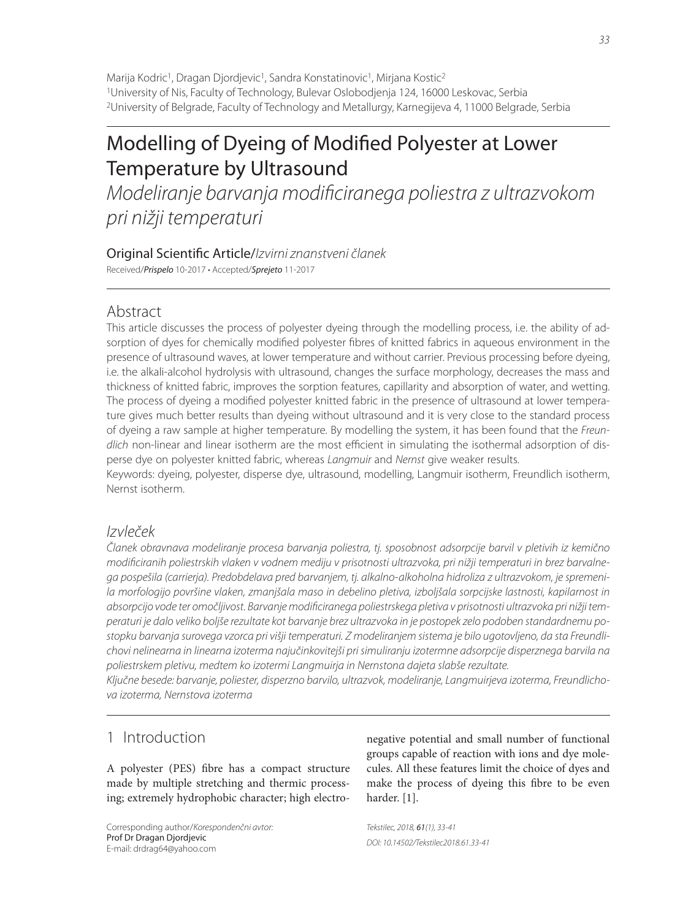Marija Kodric[1], Dragan Djordjevic[1], Sandra Konstatinovic[1], Mirjana Kostic[2]
[1]University of Nis, Faculty of Technology, Bulevar Oslobodjenja 124, 16000 Leskovac, Serbia
[2]University of Belgrade, Faculty of Technology and Metallurgy, Karnegijeva 4, 11000 Belgrade, Serbia

# Modelling of Dyeing of Modified Polyester at Lower Temperature by Ultrasound

*Modeliranje barvanja modificiranega poliestra z ultrazvokom pri nižji temperaturi*

Original Scientific Article/*Izvirni znanstveni članek*

Received/*Prispelo* 10-2017 • Accepted/*Sprejeto* 11-2017

## Abstract

This article discusses the process of polyester dyeing through the modelling process, i.e. the ability of adsorption of dyes for chemically modified polyester fibres of knitted fabrics in aqueous environment in the presence of ultrasound waves, at lower temperature and without carrier. Previous processing before dyeing, i.e. the alkali-alcohol hydrolysis with ultrasound, changes the surface morphology, decreases the mass and thickness of knitted fabric, improves the sorption features, capillarity and absorption of water, and wetting. The process of dyeing a modified polyester knitted fabric in the presence of ultrasound at lower temperature gives much better results than dyeing without ultrasound and it is very close to the standard process of dyeing a raw sample at higher temperature. By modelling the system, it has been found that the *Freundlich* non-linear and linear isotherm are the most efficient in simulating the isothermal adsorption of disperse dye on polyester knitted fabric, whereas *Langmuir* and *Nernst* give weaker results.

Keywords: dyeing, polyester, disperse dye, ultrasound, modelling, Langmuir isotherm, Freundlich isotherm, Nernst isotherm.

## *Izvleček*

*Članek obravnava modeliranje procesa barvanja poliestra, tj. sposobnost adsorpcije barvil v pletivih iz kemično modificiranih poliestrskih vlaken v vodnem mediju v prisotnosti ultrazvoka, pri nižji temperaturi in brez barvalnega pospešila (carrierja). Predobdelava pred barvanjem, tj. alkalno-alkoholna hidroliza z ultrazvokom, je spremenila morfologijo površine vlaken, zmanjšala maso in debelino pletiva, izboljšala sorpcijske lastnosti, kapilarnost in absorpcijo vode ter omočljivost. Barvanje modificiranega poliestrskega pletiva v prisotnosti ultrazvoka pri nižji temperaturi je dalo veliko boljše rezultate kot barvanje brez ultrazvoka in je postopek zelo podoben standardnemu postopku barvanja surovega vzorca pri višji temperaturi. Z modeliranjem sistema je bilo ugotovljeno, da sta Freundlichovi nelinearna in linearna izoterma najučinkovitejši pri simuliranju izotermne adsorpcije disperznega barvila na poliestrskem pletivu, medtem ko izotermi Langmuirja in Nernstona dajeta slabše rezultate.*

*Ključne besede: barvanje, poliester, disperzno barvilo, ultrazvok, modeliranje, Langmuirjeva izoterma, Freundlichova izoterma, Nernstova izoterma*

## 1 Introduction

A polyester (PES) fibre has a compact structure made by multiple stretching and thermic processing; extremely hydrophobic character; high electronegative potential and small number of functional groups capable of reaction with ions and dye molecules. All these features limit the choice of dyes and make the process of dyeing this fibre to be even harder. [1].

Corresponding author/*Korespondenčni avtor:*
Prof Dr Dragan Djordjevic
E-mail: drdrag64@yahoo.com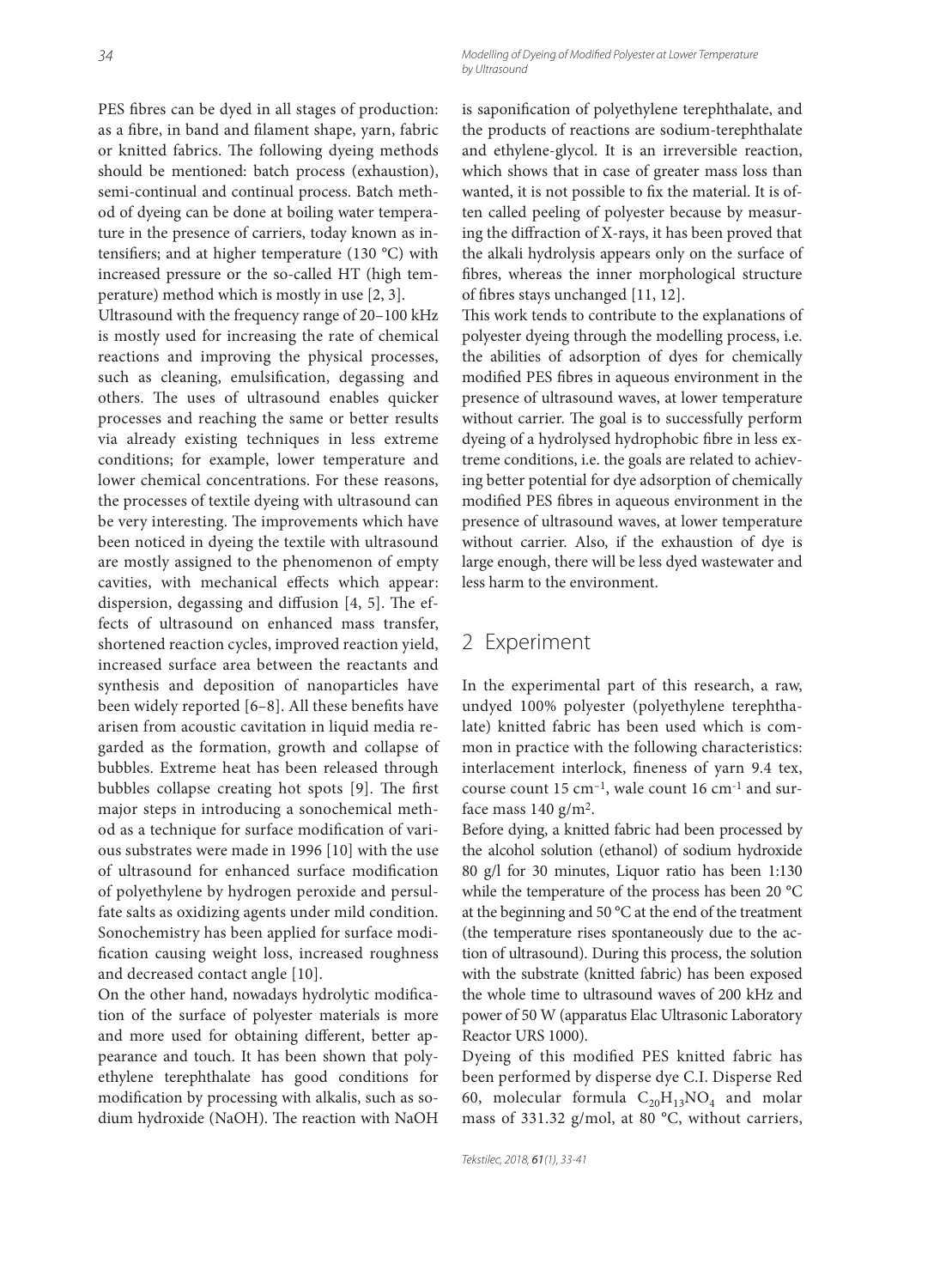PES fibres can be dyed in all stages of production: as a fibre, in band and filament shape, yarn, fabric or knitted fabrics. The following dyeing methods should be mentioned: batch process (exhaustion), semi-continual and continual process. Batch method of dyeing can be done at boiling water temperature in the presence of carriers, today known as intensifiers; and at higher temperature (130 °C) with increased pressure or the so-called HT (high temperature) method which is mostly in use [2, 3].

Ultrasound with the frequency range of 20–100 kHz is mostly used for increasing the rate of chemical reactions and improving the physical processes, such as cleaning, emulsification, degassing and others. The uses of ultrasound enables quicker processes and reaching the same or better results via already existing techniques in less extreme conditions; for example, lower temperature and lower chemical concentrations. For these reasons, the processes of textile dyeing with ultrasound can be very interesting. The improvements which have been noticed in dyeing the textile with ultrasound are mostly assigned to the phenomenon of empty cavities, with mechanical effects which appear: dispersion, degassing and diffusion [4, 5]. The effects of ultrasound on enhanced mass transfer, shortened reaction cycles, improved reaction yield, increased surface area between the reactants and synthesis and deposition of nanoparticles have been widely reported [6–8]. All these benefits have arisen from acoustic cavitation in liquid media regarded as the formation, growth and collapse of bubbles. Extreme heat has been released through bubbles collapse creating hot spots [9]. The first major steps in introducing a sonochemical method as a technique for surface modification of various substrates were made in 1996 [10] with the use of ultrasound for enhanced surface modification of polyethylene by hydrogen peroxide and persulfate salts as oxidizing agents under mild condition. Sonochemistry has been applied for surface modification causing weight loss, increased roughness and decreased contact angle [10].

On the other hand, nowadays hydrolytic modification of the surface of polyester materials is more and more used for obtaining different, better appearance and touch. It has been shown that polyethylene terephthalate has good conditions for modification by processing with alkalis, such as sodium hydroxide (NaOH). The reaction with NaOH is saponification of polyethylene terephthalate, and the products of reactions are sodium-terephthalate and ethylene-glycol. It is an irreversible reaction, which shows that in case of greater mass loss than wanted, it is not possible to fix the material. It is often called peeling of polyester because by measuring the diffraction of X-rays, it has been proved that the alkali hydrolysis appears only on the surface of fibres, whereas the inner morphological structure of fibres stays unchanged [11, 12].

This work tends to contribute to the explanations of polyester dyeing through the modelling process, i.e. the abilities of adsorption of dyes for chemically modified PES fibres in aqueous environment in the presence of ultrasound waves, at lower temperature without carrier. The goal is to successfully perform dyeing of a hydrolysed hydrophobic fibre in less extreme conditions, i.e. the goals are related to achieving better potential for dye adsorption of chemically modified PES fibres in aqueous environment in the presence of ultrasound waves, at lower temperature without carrier. Also, if the exhaustion of dye is large enough, there will be less dyed wastewater and less harm to the environment.

## 2 Experiment

In the experimental part of this research, a raw, undyed 100% polyester (polyethylene terephthalate) knitted fabric has been used which is common in practice with the following characteristics: interlacement interlock, fineness of yarn 9.4 tex, course count 15 $cm^{-1}$, wale count 16 $cm^{-1}$ and surface mass 140 $g/m^2$.

Before dying, a knitted fabric had been processed by the alcohol solution (ethanol) of sodium hydroxide 80 g/l for 30 minutes, Liquor ratio has been 1:130 while the temperature of the process has been 20 °C at the beginning and 50 °C at the end of the treatment (the temperature rises spontaneously due to the action of ultrasound). During this process, the solution with the substrate (knitted fabric) has been exposed the whole time to ultrasound waves of 200 kHz and power of 50 W (apparatus Elac Ultrasonic Laboratory Reactor URS 1000).

Dyeing of this modified PES knitted fabric has been performed by disperse dye C.I. Disperse Red 60, molecular formula $C_{20}H_{13}NO_4$ and molar mass of 331.32 g/mol, at 80 °C, without carriers,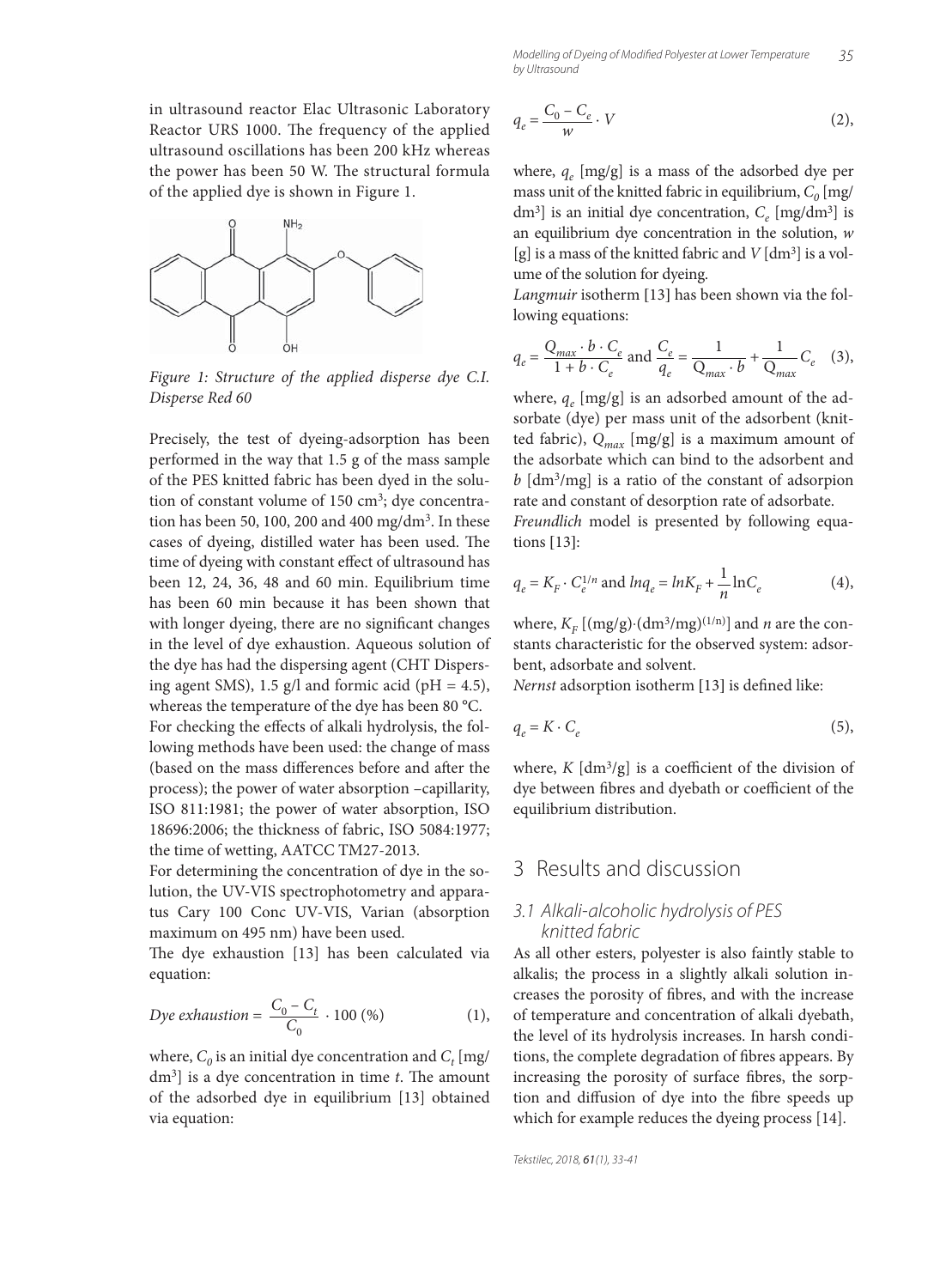in ultrasound reactor Elac Ultrasonic Laboratory Reactor URS 1000. The frequency of the applied ultrasound oscillations has been 200 kHz whereas the power has been 50 W. The structural formula of the applied dye is shown in Figure 1.

*Figure 1: Structure of the applied disperse dye C.I. Disperse Red 60*

Precisely, the test of dyeing-adsorption has been performed in the way that 1.5 g of the mass sample of the PES knitted fabric has been dyed in the solution of constant volume of 150 cm$^3$; dye concentration has been 50, 100, 200 and 400 mg/dm$^3$. In these cases of dyeing, distilled water has been used. The time of dyeing with constant effect of ultrasound has been 12, 24, 36, 48 and 60 min. Equilibrium time has been 60 min because it has been shown that with longer dyeing, there are no significant changes in the level of dye exhaustion. Aqueous solution of the dye has had the dispersing agent (CHT Dispersing agent SMS), 1.5 g/l and formic acid (pH = 4.5), whereas the temperature of the dye has been 80 °C.

For checking the effects of alkali hydrolysis, the following methods have been used: the change of mass (based on the mass differences before and after the process); the power of water absorption –capillarity, ISO 811:1981; the power of water absorption, ISO 18696:2006; the thickness of fabric, ISO 5084:1977; the time of wetting, AATCC TM27-2013.

For determining the concentration of dye in the solution, the UV-VIS spectrophotometry and apparatus Cary 100 Conc UV-VIS, Varian (absorption maximum on 495 nm) have been used.

The dye exhaustion [13] has been calculated via equation:

$$\text{Dye exhaustion} = \frac{C_0 - C_t}{C_0} \cdot 100\ (\%) \qquad (1),$$

where, $C_0$ is an initial dye concentration and $C_t$ [mg/dm$^3$] is a dye concentration in time $t$. The amount of the adsorbed dye in equilibrium [13] obtained via equation:

$$q_e = \frac{C_0 - C_e}{w} \cdot V \qquad (2),$$

where, $q_e$ [mg/g] is a mass of the adsorbed dye per mass unit of the knitted fabric in equilibrium, $C_0$ [mg/dm$^3$] is an initial dye concentration, $C_e$ [mg/dm$^3$] is an equilibrium dye concentration in the solution, $w$ [g] is a mass of the knitted fabric and $V$ [dm$^3$] is a volume of the solution for dyeing.

*Langmuir* isotherm [13] has been shown via the following equations:

$$q_e = \frac{Q_{max} \cdot b \cdot C_e}{1 + b \cdot C_e} \text{ and } \frac{C_e}{q_e} = \frac{1}{Q_{max} \cdot b} + \frac{1}{Q_{max}} C_e \qquad (3),$$

where, $q_e$ [mg/g] is an adsorbed amount of the adsorbate (dye) per mass unit of the adsorbent (knitted fabric), $Q_{max}$ [mg/g] is a maximum amount of the adsorbate which can bind to the adsorbent and $b$ [dm$^3$/mg] is a ratio of the constant of adsorpion rate and constant of desorption rate of adsorbate.

*Freundlich* model is presented by following equations [13]:

$$q_e = K_F \cdot C_e^{1/n} \text{ and } \ln q_e = \ln K_F + \frac{1}{n} \ln C_e \qquad (4),$$

where, $K_F$ [(mg/g)·(dm$^3$/mg)$^{(1/n)}$] and $n$ are the constants characteristic for the observed system: adsorbent, adsorbate and solvent.

*Nernst* adsorption isotherm [13] is defined like:

$$q_e = K \cdot C_e \qquad (5),$$

where, $K$ [dm$^3$/g] is a coefficient of the division of dye between fibres and dyebath or coefficient of the equilibrium distribution.

## 3 Results and discussion

### 3.1 Alkali-alcoholic hydrolysis of PES knitted fabric

As all other esters, polyester is also faintly stable to alkalis; the process in a slightly alkali solution increases the porosity of fibres, and with the increase of temperature and concentration of alkali dyebath, the level of its hydrolysis increases. In harsh conditions, the complete degradation of fibres appears. By increasing the porosity of surface fibres, the sorption and diffusion of dye into the fibre speeds up which for example reduces the dyeing process [14].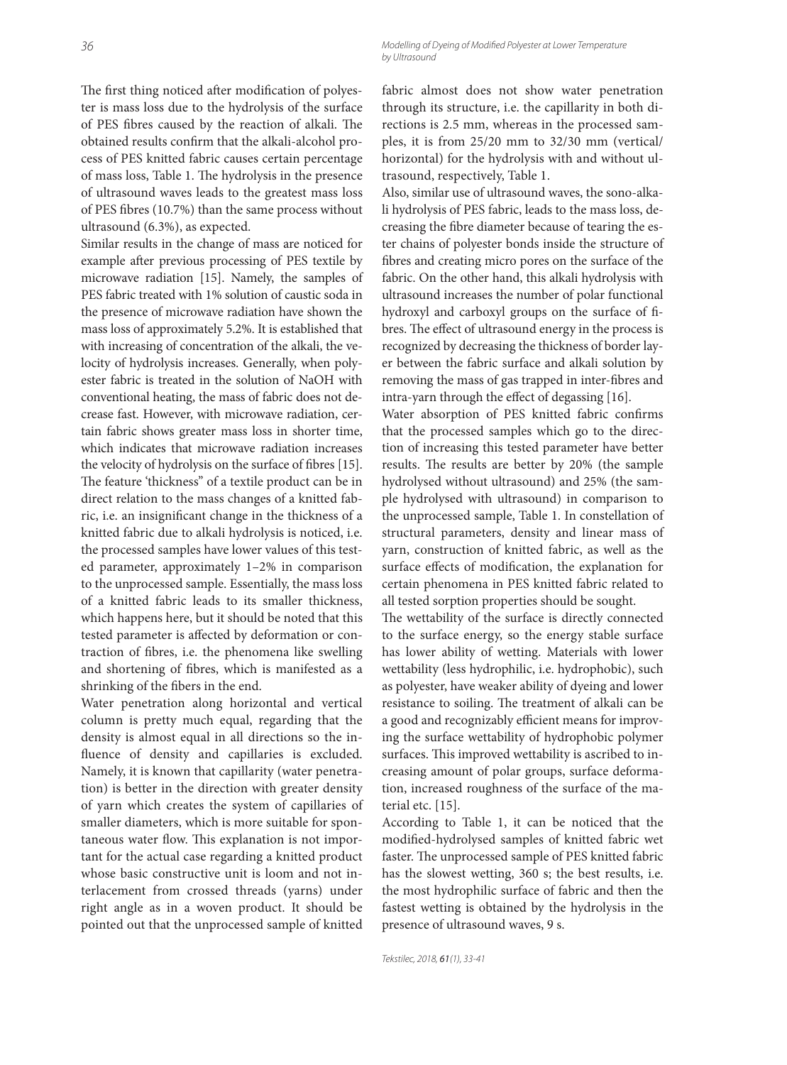The first thing noticed after modification of polyester is mass loss due to the hydrolysis of the surface of PES fibres caused by the reaction of alkali. The obtained results confirm that the alkali-alcohol process of PES knitted fabric causes certain percentage of mass loss, Table 1. The hydrolysis in the presence of ultrasound waves leads to the greatest mass loss of PES fibres (10.7%) than the same process without ultrasound (6.3%), as expected.

Similar results in the change of mass are noticed for example after previous processing of PES textile by microwave radiation [15]. Namely, the samples of PES fabric treated with 1% solution of caustic soda in the presence of microwave radiation have shown the mass loss of approximately 5.2%. It is established that with increasing of concentration of the alkali, the velocity of hydrolysis increases. Generally, when polyester fabric is treated in the solution of NaOH with conventional heating, the mass of fabric does not decrease fast. However, with microwave radiation, certain fabric shows greater mass loss in shorter time, which indicates that microwave radiation increases the velocity of hydrolysis on the surface of fibres [15]. The feature 'thickness" of a textile product can be in direct relation to the mass changes of a knitted fabric, i.e. an insignificant change in the thickness of a knitted fabric due to alkali hydrolysis is noticed, i.e. the processed samples have lower values of this tested parameter, approximately 1–2% in comparison to the unprocessed sample. Essentially, the mass loss of a knitted fabric leads to its smaller thickness, which happens here, but it should be noted that this tested parameter is affected by deformation or contraction of fibres, i.e. the phenomena like swelling and shortening of fibres, which is manifested as a shrinking of the fibers in the end.

Water penetration along horizontal and vertical column is pretty much equal, regarding that the density is almost equal in all directions so the influence of density and capillaries is excluded. Namely, it is known that capillarity (water penetration) is better in the direction with greater density of yarn which creates the system of capillaries of smaller diameters, which is more suitable for spontaneous water flow. This explanation is not important for the actual case regarding a knitted product whose basic constructive unit is loom and not interlacement from crossed threads (yarns) under right angle as in a woven product. It should be pointed out that the unprocessed sample of knitted fabric almost does not show water penetration through its structure, i.e. the capillarity in both directions is 2.5 mm, whereas in the processed samples, it is from 25/20 mm to 32/30 mm (vertical/horizontal) for the hydrolysis with and without ultrasound, respectively, Table 1.

Also, similar use of ultrasound waves, the sono-alkali hydrolysis of PES fabric, leads to the mass loss, decreasing the fibre diameter because of tearing the ester chains of polyester bonds inside the structure of fibres and creating micro pores on the surface of the fabric. On the other hand, this alkali hydrolysis with ultrasound increases the number of polar functional hydroxyl and carboxyl groups on the surface of fibres. The effect of ultrasound energy in the process is recognized by decreasing the thickness of border layer between the fabric surface and alkali solution by removing the mass of gas trapped in inter-fibres and intra-yarn through the effect of degassing [16].

Water absorption of PES knitted fabric confirms that the processed samples which go to the direction of increasing this tested parameter have better results. The results are better by 20% (the sample hydrolysed without ultrasound) and 25% (the sample hydrolysed with ultrasound) in comparison to the unprocessed sample, Table 1. In constellation of structural parameters, density and linear mass of yarn, construction of knitted fabric, as well as the surface effects of modification, the explanation for certain phenomena in PES knitted fabric related to all tested sorption properties should be sought.

The wettability of the surface is directly connected to the surface energy, so the energy stable surface has lower ability of wetting. Materials with lower wettability (less hydrophilic, i.e. hydrophobic), such as polyester, have weaker ability of dyeing and lower resistance to soiling. The treatment of alkali can be a good and recognizably efficient means for improving the surface wettability of hydrophobic polymer surfaces. This improved wettability is ascribed to increasing amount of polar groups, surface deformation, increased roughness of the surface of the material etc. [15].

According to Table 1, it can be noticed that the modified-hydrolysed samples of knitted fabric wet faster. The unprocessed sample of PES knitted fabric has the slowest wetting, 360 s; the best results, i.e. the most hydrophilic surface of fabric and then the fastest wetting is obtained by the hydrolysis in the presence of ultrasound waves, 9 s.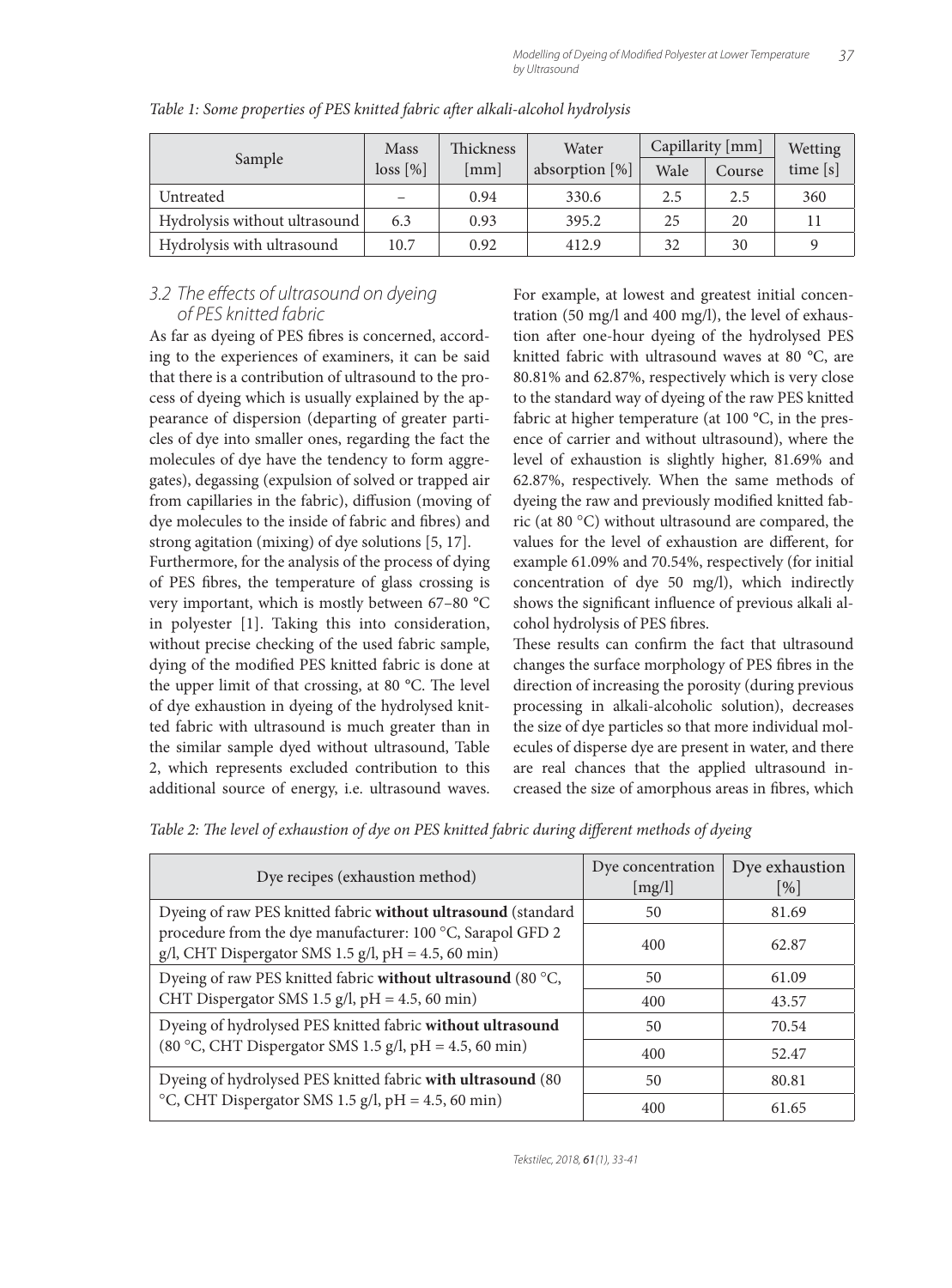*Table 1: Some properties of PES knitted fabric after alkali-alcohol hydrolysis*

| Sample | Mass loss [%] | Thickness [mm] | Water absorption [%] | Capillarity [mm] | | Wetting time [s] |
|---|---|---|---|---|---|---|
| | | | | Wale | Course | |
| Untreated | – | 0.94 | 330.6 | 2.5 | 2.5 | 360 |
| Hydrolysis without ultrasound | 6.3 | 0.93 | 395.2 | 25 | 20 | 11 |
| Hydrolysis with ultrasound | 10.7 | 0.92 | 412.9 | 32 | 30 | 9 |

### 3.2 The effects of ultrasound on dyeing of PES knitted fabric

As far as dyeing of PES fibres is concerned, according to the experiences of examiners, it can be said that there is a contribution of ultrasound to the process of dyeing which is usually explained by the appearance of dispersion (departing of greater particles of dye into smaller ones, regarding the fact the molecules of dye have the tendency to form aggregates), degassing (expulsion of solved or trapped air from capillaries in the fabric), diffusion (moving of dye molecules to the inside of fabric and fibres) and strong agitation (mixing) of dye solutions [5, 17].

Furthermore, for the analysis of the process of dying of PES fibres, the temperature of glass crossing is very important, which is mostly between 67–80 °C in polyester [1]. Taking this into consideration, without precise checking of the used fabric sample, dying of the modified PES knitted fabric is done at the upper limit of that crossing, at 80 °C. The level of dye exhaustion in dyeing of the hydrolysed knitted fabric with ultrasound is much greater than in the similar sample dyed without ultrasound, Table 2, which represents excluded contribution to this additional source of energy, i.e. ultrasound waves. For example, at lowest and greatest initial concentration (50 mg/l and 400 mg/l), the level of exhaustion after one-hour dyeing of the hydrolysed PES knitted fabric with ultrasound waves at 80 °C, are 80.81% and 62.87%, respectively which is very close to the standard way of dyeing of the raw PES knitted fabric at higher temperature (at 100 °C, in the presence of carrier and without ultrasound), where the level of exhaustion is slightly higher, 81.69% and 62.87%, respectively. When the same methods of dyeing the raw and previously modified knitted fabric (at 80 °C) without ultrasound are compared, the values for the level of exhaustion are different, for example 61.09% and 70.54%, respectively (for initial concentration of dye 50 mg/l), which indirectly shows the significant influence of previous alkali alcohol hydrolysis of PES fibres.

These results can confirm the fact that ultrasound changes the surface morphology of PES fibres in the direction of increasing the porosity (during previous processing in alkali-alcoholic solution), decreases the size of dye particles so that more individual molecules of disperse dye are present in water, and there are real chances that the applied ultrasound increased the size of amorphous areas in fibres, which

*Table 2: The level of exhaustion of dye on PES knitted fabric during different methods of dyeing*

| Dye recipes (exhaustion method) | Dye concentration [mg/l] | Dye exhaustion [%] |
|---|---|---|
| Dyeing of raw PES knitted fabric **without ultrasound** (standard procedure from the dye manufacturer: 100 °C, Sarapol GFD 2 g/l, CHT Dispergator SMS 1.5 g/l, pH = 4.5, 60 min) | 50 | 81.69 |
| | 400 | 62.87 |
| Dyeing of raw PES knitted fabric **without ultrasound** (80 °C, CHT Dispergator SMS 1.5 g/l, pH = 4.5, 60 min) | 50 | 61.09 |
| | 400 | 43.57 |
| Dyeing of hydrolysed PES knitted fabric **without ultrasound** (80 °C, CHT Dispergator SMS 1.5 g/l, pH = 4.5, 60 min) | 50 | 70.54 |
| | 400 | 52.47 |
| Dyeing of hydrolysed PES knitted fabric **with ultrasound** (80 °C, CHT Dispergator SMS 1.5 g/l, pH = 4.5, 60 min) | 50 | 80.81 |
| | 400 | 61.65 |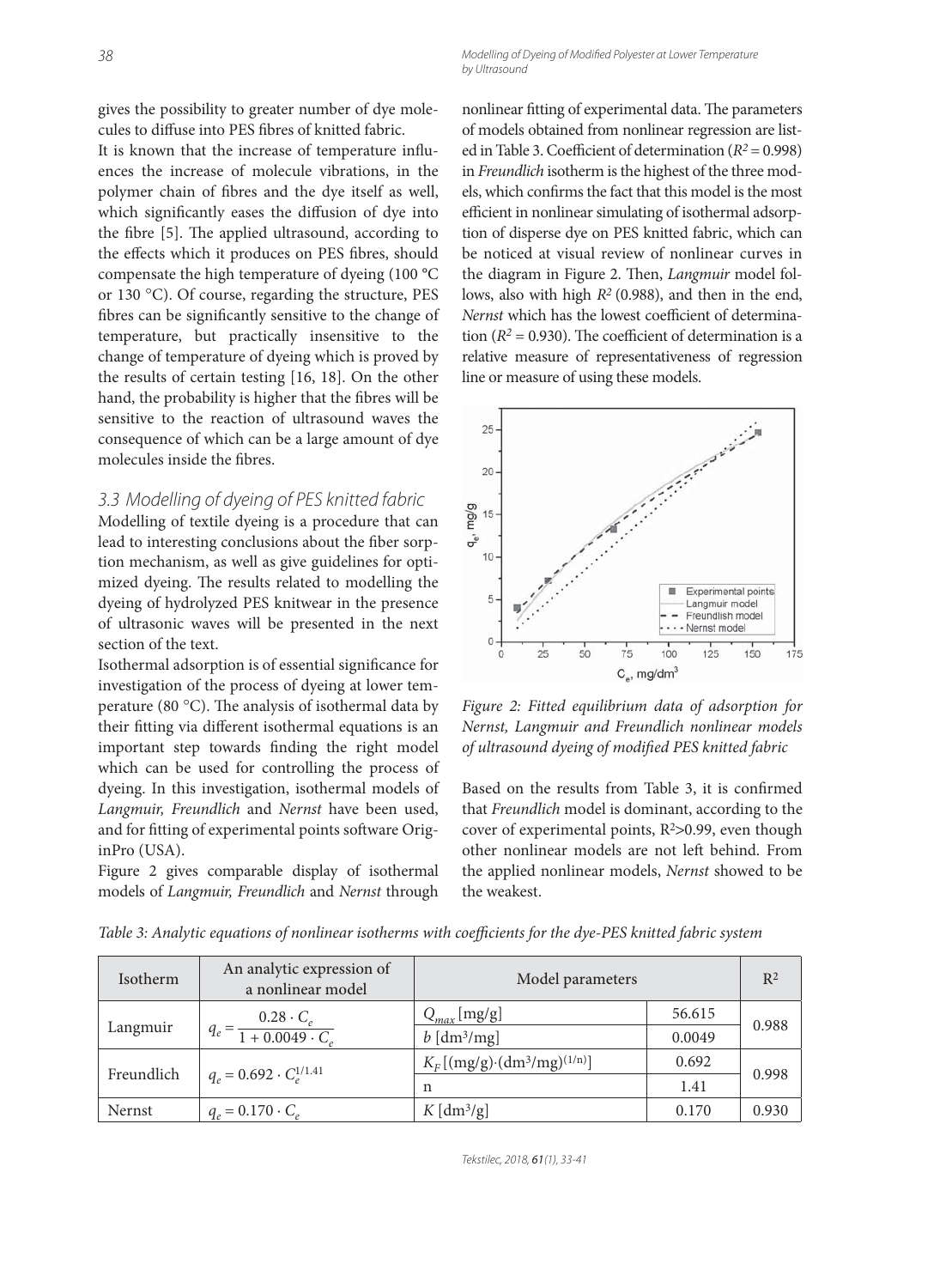gives the possibility to greater number of dye molecules to diffuse into PES fibres of knitted fabric.

It is known that the increase of temperature influences the increase of molecule vibrations, in the polymer chain of fibres and the dye itself as well, which significantly eases the diffusion of dye into the fibre [5]. The applied ultrasound, according to the effects which it produces on PES fibres, should compensate the high temperature of dyeing (100 °C or 130 °C). Of course, regarding the structure, PES fibres can be significantly sensitive to the change of temperature, but practically insensitive to the change of temperature of dyeing which is proved by the results of certain testing [16, 18]. On the other hand, the probability is higher that the fibres will be sensitive to the reaction of ultrasound waves the consequence of which can be a large amount of dye molecules inside the fibres.

### 3.3 Modelling of dyeing of PES knitted fabric

Modelling of textile dyeing is a procedure that can lead to interesting conclusions about the fiber sorption mechanism, as well as give guidelines for optimized dyeing. The results related to modelling the dyeing of hydrolyzed PES knitwear in the presence of ultrasonic waves will be presented in the next section of the text.

Isothermal adsorption is of essential significance for investigation of the process of dyeing at lower temperature (80 °C). The analysis of isothermal data by their fitting via different isothermal equations is an important step towards finding the right model which can be used for controlling the process of dyeing. In this investigation, isothermal models of *Langmuir, Freundlich* and *Nernst* have been used, and for fitting of experimental points software OriginPro (USA).

Figure 2 gives comparable display of isothermal models of *Langmuir, Freundlich* and *Nernst* through nonlinear fitting of experimental data. The parameters of models obtained from nonlinear regression are listed in Table 3. Coefficient of determination ($R^2 = 0.998$) in *Freundlich* isotherm is the highest of the three models, which confirms the fact that this model is the most efficient in nonlinear simulating of isothermal adsorption of disperse dye on PES knitted fabric, which can be noticed at visual review of nonlinear curves in the diagram in Figure 2. Then, *Langmuir* model follows, also with high $R^2$ (0.988), and then in the end, *Nernst* which has the lowest coefficient of determination ($R^2 = 0.930$). The coefficient of determination is a relative measure of representativeness of regression line or measure of using these models.

*Figure 2: Fitted equilibrium data of adsorption for Nernst, Langmuir and Freundlich nonlinear models of ultrasound dyeing of modified PES knitted fabric*

Based on the results from Table 3, it is confirmed that *Freundlich* model is dominant, according to the cover of experimental points, $R^2 > 0.99$, even though other nonlinear models are not left behind. From the applied nonlinear models, *Nernst* showed to be the weakest.

*Table 3: Analytic equations of nonlinear isotherms with coefficients for the dye-PES knitted fabric system*

| Isotherm | An analytic expression of a nonlinear model | Model parameters | | $R^2$ |
|---|---|---|---|---|
| Langmuir | $q_e = \dfrac{0.28 \cdot C_e}{1 + 0.0049 \cdot C_e}$ | $Q_{max}$ [mg/g] | 56.615 | 0.988 |
| | | $b$ [dm³/mg] | 0.0049 | |
| Freundlich | $q_e = 0.692 \cdot C_e^{1/1.41}$ | $K_F$ [(mg/g)·(dm³/mg)$^{(1/n)}$] | 0.692 | 0.998 |
| | | n | 1.41 | |
| Nernst | $q_e = 0.170 \cdot C_e$ | $K$ [dm³/g] | 0.170 | 0.930 |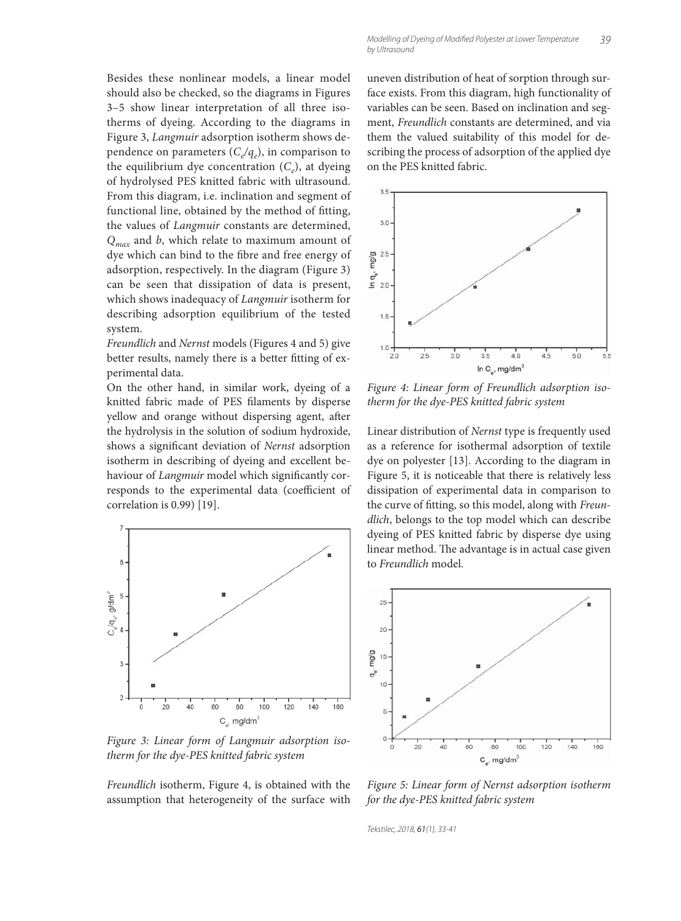Besides these nonlinear models, a linear model should also be checked, so the diagrams in Figures 3–5 show linear interpretation of all three isotherms of dyeing. According to the diagrams in Figure 3, *Langmuir* adsorption isotherm shows dependence on parameters ($C_e/q_e$), in comparison to the equilibrium dye concentration ($C_e$), at dyeing of hydrolysed PES knitted fabric with ultrasound. From this diagram, i.e. inclination and segment of functional line, obtained by the method of fitting, the values of *Langmuir* constants are determined, $Q_{max}$ and $b$, which relate to maximum amount of dye which can bind to the fibre and free energy of adsorption, respectively. In the diagram (Figure 3) can be seen that dissipation of data is present, which shows inadequacy of *Langmuir* isotherm for describing adsorption equilibrium of the tested system.

*Freundlich* and *Nernst* models (Figures 4 and 5) give better results, namely there is a better fitting of experimental data.

On the other hand, in similar work, dyeing of a knitted fabric made of PES filaments by disperse yellow and orange without dispersing agent, after the hydrolysis in the solution of sodium hydroxide, shows a significant deviation of *Nernst* adsorption isotherm in describing of dyeing and excellent behaviour of *Langmuir* model which significantly corresponds to the experimental data (coefficient of correlation is 0.99) [19].

Figure 3: Linear form of Langmuir adsorption isotherm for the dye-PES knitted fabric system

*Freundlich* isotherm, Figure 4, is obtained with the assumption that heterogeneity of the surface with uneven distribution of heat of sorption through surface exists. From this diagram, high functionality of variables can be seen. Based on inclination and segment, *Freundlich* constants are determined, and via them the valued suitability of this model for describing the process of adsorption of the applied dye on the PES knitted fabric.

Figure 4: Linear form of Freundlich adsorption isotherm for the dye-PES knitted fabric system

Linear distribution of *Nernst* type is frequently used as a reference for isothermal adsorption of textile dye on polyester [13]. According to the diagram in Figure 5, it is noticeable that there is relatively less dissipation of experimental data in comparison to the curve of fitting, so this model, along with *Freundlich*, belongs to the top model which can describe dyeing of PES knitted fabric by disperse dye using linear method. The advantage is in actual case given to *Freundlich* model.

Figure 5: Linear form of Nernst adsorption isotherm for the dye-PES knitted fabric system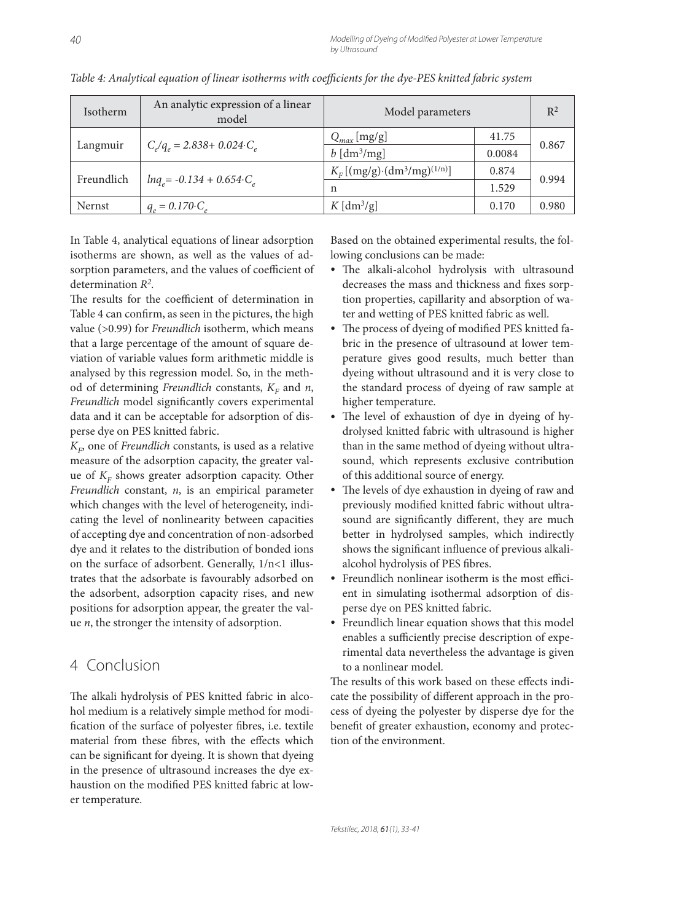*Table 4: Analytical equation of linear isotherms with coefficients for the dye-PES knitted fabric system*

| Isotherm | An analytic expression of a linear model | Model parameters | | $R^2$ |
|---|---|---|---|---|
| Langmuir | $C_e/q_e = 2.838 + 0.024 \cdot C_e$ | $Q_{max}$ [mg/g] | 41.75 | 0.867 |
| | | $b$ [dm$^3$/mg] | 0.0084 | |
| Freundlich | $lnq_e = -0.134 + 0.654 \cdot C_e$ | $K_F$ [(mg/g)·(dm$^3$/mg)$^{(1/n)}$] | 0.874 | 0.994 |
| | | n | 1.529 | |
| Nernst | $q_e = 0.170 \cdot C_e$ | $K$ [dm$^3$/g] | 0.170 | 0.980 |

In Table 4, analytical equations of linear adsorption isotherms are shown, as well as the values of adsorption parameters, and the values of coefficient of determination $R^2$.

The results for the coefficient of determination in Table 4 can confirm, as seen in the pictures, the high value (>0.99) for *Freundlich* isotherm, which means that a large percentage of the amount of square deviation of variable values form arithmetic middle is analysed by this regression model. So, in the method of determining *Freundlich* constants, $K_F$ and *n*, *Freundlich* model significantly covers experimental data and it can be acceptable for adsorption of disperse dye on PES knitted fabric.

$K_F$, one of *Freundlich* constants, is used as a relative measure of the adsorption capacity, the greater value of $K_F$ shows greater adsorption capacity. Other *Freundlich* constant, *n*, is an empirical parameter which changes with the level of heterogeneity, indicating the level of nonlinearity between capacities of accepting dye and concentration of non-adsorbed dye and it relates to the distribution of bonded ions on the surface of adsorbent. Generally, $1/n<1$ illustrates that the adsorbate is favourably adsorbed on the adsorbent, adsorption capacity rises, and new positions for adsorption appear, the greater the value *n*, the stronger the intensity of adsorption.

## 4 Conclusion

The alkali hydrolysis of PES knitted fabric in alcohol medium is a relatively simple method for modification of the surface of polyester fibres, i.e. textile material from these fibres, with the effects which can be significant for dyeing. It is shown that dyeing in the presence of ultrasound increases the dye exhaustion on the modified PES knitted fabric at lower temperature.

Based on the obtained experimental results, the following conclusions can be made:

- The alkali-alcohol hydrolysis with ultrasound decreases the mass and thickness and fixes sorption properties, capillarity and absorption of water and wetting of PES knitted fabric as well.
- The process of dyeing of modified PES knitted fabric in the presence of ultrasound at lower temperature gives good results, much better than dyeing without ultrasound and it is very close to the standard process of dyeing of raw sample at higher temperature.
- The level of exhaustion of dye in dyeing of hydrolysed knitted fabric with ultrasound is higher than in the same method of dyeing without ultrasound, which represents exclusive contribution of this additional source of energy.
- The levels of dye exhaustion in dyeing of raw and previously modified knitted fabric without ultrasound are significantly different, they are much better in hydrolysed samples, which indirectly shows the significant influence of previous alkali-alcohol hydrolysis of PES fibres.
- Freundlich nonlinear isotherm is the most efficient in simulating isothermal adsorption of disperse dye on PES knitted fabric.
- Freundlich linear equation shows that this model enables a sufficiently precise description of experimental data nevertheless the advantage is given to a nonlinear model.

The results of this work based on these effects indicate the possibility of different approach in the process of dyeing the polyester by disperse dye for the benefit of greater exhaustion, economy and protection of the environment.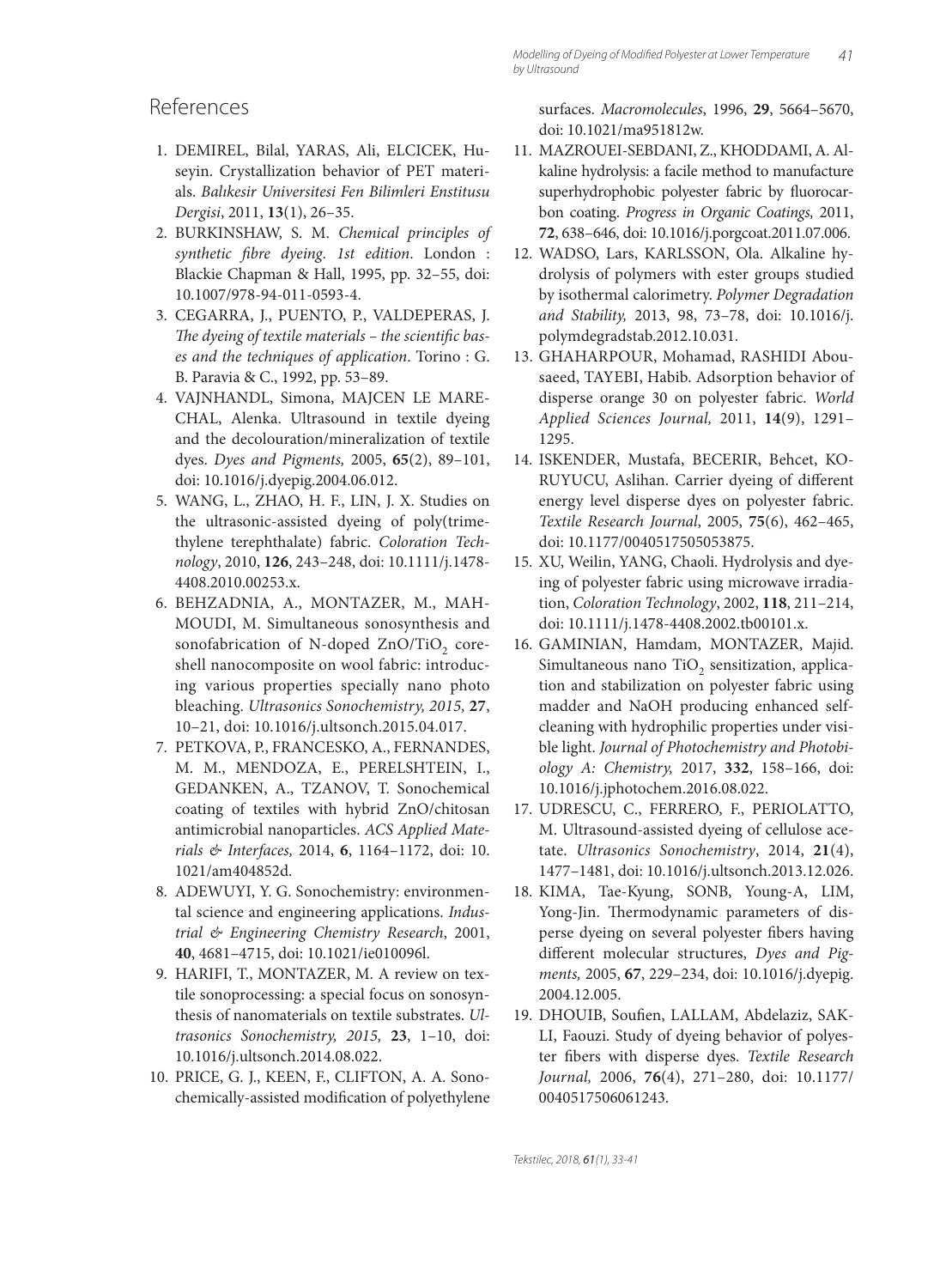## References

1. DEMIREL, Bilal, YARAS, Ali, ELCICEK, Huseyin. Crystallization behavior of PET materials. *Balıkesir Universitesi Fen Bilimleri Enstitusu Dergisi*, 2011, **13**(1), 26–35.
2. BURKINSHAW, S. M. *Chemical principles of synthetic fibre dyeing. 1st edition*. London : Blackie Chapman & Hall, 1995, pp. 32–55, doi: 10.1007/978-94-011-0593-4.
3. CEGARRA, J., PUENTO, P., VALDEPERAS, J. *The dyeing of textile materials – the scientific bases and the techniques of application*. Torino : G. B. Paravia & C., 1992, pp. 53–89.
4. VAJNHANDL, Simona, MAJCEN LE MARECHAL, Alenka. Ultrasound in textile dyeing and the decolouration/mineralization of textile dyes. *Dyes and Pigments,* 2005, **65**(2), 89–101, doi: 10.1016/j.dyepig.2004.06.012.
5. WANG, L., ZHAO, H. F., LIN, J. X. Studies on the ultrasonic-assisted dyeing of poly(trimethylene terephthalate) fabric. *Coloration Technology*, 2010, **126**, 243–248, doi: 10.1111/j.1478-4408.2010.00253.x.
6. BEHZADNIA, A., MONTAZER, M., MAHMOUDI, M. Simultaneous sonosynthesis and sonofabrication of N-doped $ZnO/TiO_2$ core-shell nanocomposite on wool fabric: introducing various properties specially nano photo bleaching. *Ultrasonics Sonochemistry, 2015,* **27**, 10–21, doi: 10.1016/j.ultsonch.2015.04.017.
7. PETKOVA, P., FRANCESKO, A., FERNANDES, M. M., MENDOZA, E., PERELSHTEIN, I., GEDANKEN, A., TZANOV, T. Sonochemical coating of textiles with hybrid ZnO/chitosan antimicrobial nanoparticles. *ACS Applied Materials & Interfaces,* 2014, **6**, 1164–1172, doi: 10.1021/am404852d.
8. ADEWUYI, Y. G. Sonochemistry: environmental science and engineering applications. *Industrial & Engineering Chemistry Research*, 2001, **40**, 4681–4715, doi: 10.1021/ie010096l.
9. HARIFI, T., MONTAZER, M. A review on textile sonoprocessing: a special focus on sonosynthesis of nanomaterials on textile substrates. *Ultrasonics Sonochemistry, 2015,* **23**, 1–10, doi: 10.1016/j.ultsonch.2014.08.022.
10. PRICE, G. J., KEEN, F., CLIFTON, A. A. Sonochemically-assisted modification of polyethylene surfaces. *Macromolecules*, 1996, **29**, 5664–5670, doi: 10.1021/ma951812w.
11. MAZROUEI-SEBDANI, Z., KHODDAMI, A. Alkaline hydrolysis: a facile method to manufacture superhydrophobic polyester fabric by fluorocarbon coating. *Progress in Organic Coatings,* 2011, **72**, 638–646, doi: 10.1016/j.porgcoat.2011.07.006.
12. WADSO, Lars, KARLSSON, Ola. Alkaline hydrolysis of polymers with ester groups studied by isothermal calorimetry. *Polymer Degradation and Stability,* 2013, 98, 73–78, doi: 10.1016/j.polymdegradstab.2012.10.031.
13. GHAHARPOUR, Mohamad, RASHIDI Abousaeed, TAYEBI, Habib. Adsorption behavior of disperse orange 30 on polyester fabric. *World Applied Sciences Journal,* 2011, **14**(9), 1291–1295.
14. ISKENDER, Mustafa, BECERIR, Behcet, KORUYUCU, Aslihan. Carrier dyeing of different energy level disperse dyes on polyester fabric. *Textile Research Journal*, 2005, **75**(6), 462–465, doi: 10.1177/0040517505053875.
15. XU, Weilin, YANG, Chaoli. Hydrolysis and dyeing of polyester fabric using microwave irradiation, *Coloration Technology*, 2002, **118**, 211–214, doi: 10.1111/j.1478-4408.2002.tb00101.x.
16. GAMINIAN, Hamdam, MONTAZER, Majid. Simultaneous nano $TiO_2$ sensitization, application and stabilization on polyester fabric using madder and NaOH producing enhanced self-cleaning with hydrophilic properties under visible light. *Journal of Photochemistry and Photobiology A: Chemistry,* 2017, **332**, 158–166, doi: 10.1016/j.jphotochem.2016.08.022.
17. UDRESCU, C., FERRERO, F., PERIOLATTO, M. Ultrasound-assisted dyeing of cellulose acetate. *Ultrasonics Sonochemistry*, 2014, **21**(4), 1477–1481, doi: 10.1016/j.ultsonch.2013.12.026.
18. KIMA, Tae-Kyung, SONB, Young-A, LIM, Yong-Jin. Thermodynamic parameters of disperse dyeing on several polyester fibers having different molecular structures, *Dyes and Pigments,* 2005, **67**, 229–234, doi: 10.1016/j.dyepig.2004.12.005.
19. DHOUIB, Soufien, LALLAM, Abdelaziz, SAKLI, Faouzi. Study of dyeing behavior of polyester fibers with disperse dyes. *Textile Research Journal,* 2006, **76**(4), 271–280, doi: 10.1177/0040517506061243.